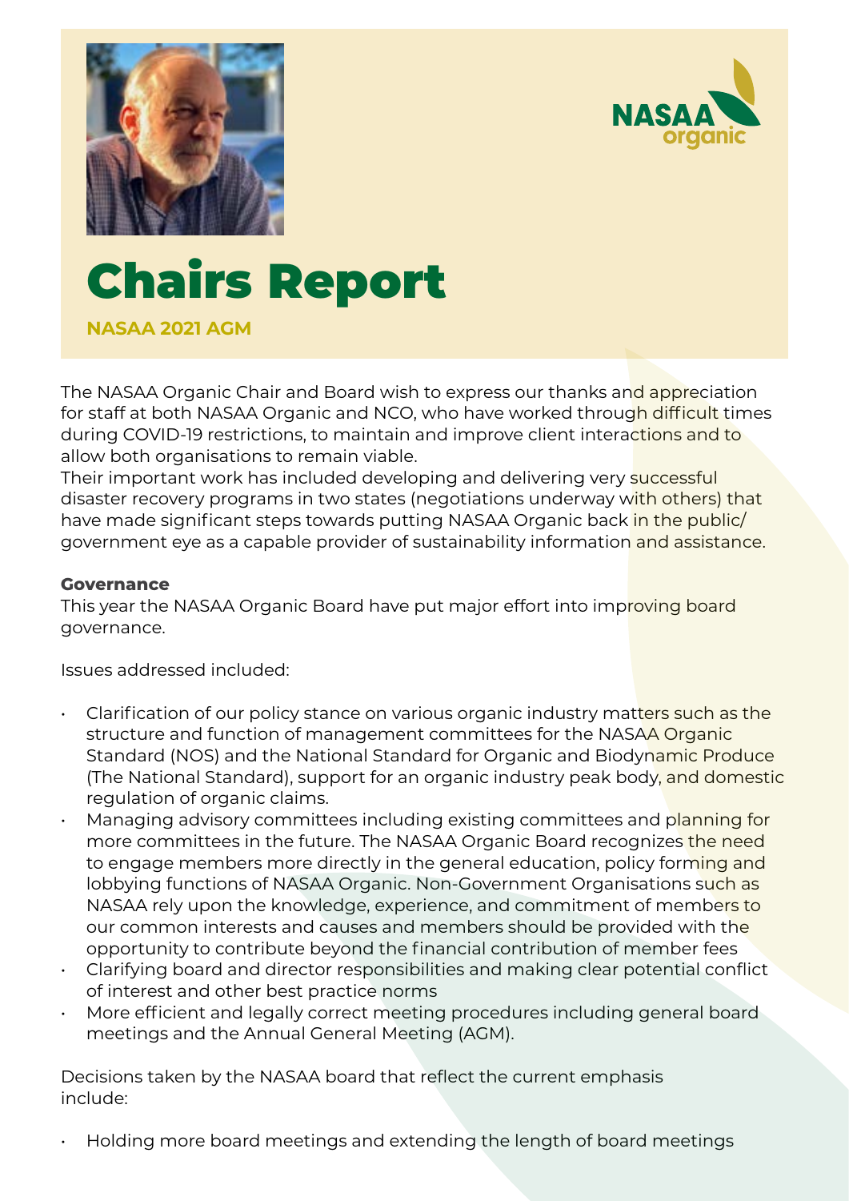# Chairs Report

**NASAA 2021 AGM**

The NASAA Organic Chair and Board wish to express our thanks and appreciation for staff at both NASAA Organic and NCO, who have worked through difficult times during COVID-19 restrictions, to maintain and improve client interactions and to allow both organisations to remain viable.
Their important work has included developing and delivering very successful disaster recovery programs in two states (negotiations underway with others) that have made significant steps towards putting NASAA Organic back in the public/government eye as a capable provider of sustainability information and assistance.

**Governance**
This year the NASAA Organic Board have put major effort into improving board governance.

Issues addressed included:

- Clarification of our policy stance on various organic industry matters such as the structure and function of management committees for the NASAA Organic Standard (NOS) and the National Standard for Organic and Biodynamic Produce (The National Standard), support for an organic industry peak body, and domestic regulation of organic claims.
- Managing advisory committees including existing committees and planning for more committees in the future. The NASAA Organic Board recognizes the need to engage members more directly in the general education, policy forming and lobbying functions of NASAA Organic. Non-Government Organisations such as NASAA rely upon the knowledge, experience, and commitment of members to our common interests and causes and members should be provided with the opportunity to contribute beyond the financial contribution of member fees
- Clarifying board and director responsibilities and making clear potential conflict of interest and other best practice norms
- More efficient and legally correct meeting procedures including general board meetings and the Annual General Meeting (AGM).

Decisions taken by the NASAA board that reflect the current emphasis include:

- Holding more board meetings and extending the length of board meetings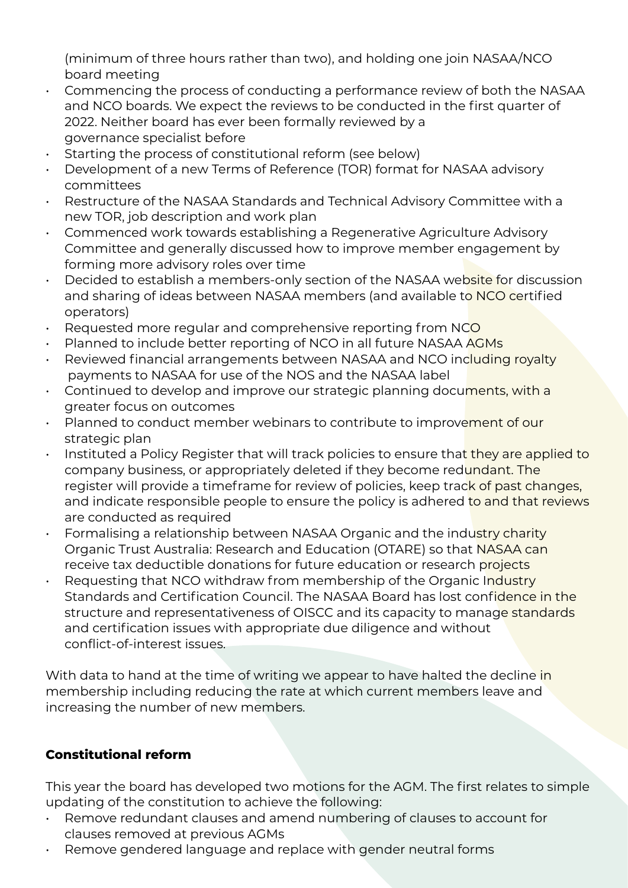(minimum of three hours rather than two), and holding one join NASAA/NCO board meeting

- Commencing the process of conducting a performance review of both the NASAA and NCO boards. We expect the reviews to be conducted in the first quarter of 2022. Neither board has ever been formally reviewed by a governance specialist before
- Starting the process of constitutional reform (see below)
- Development of a new Terms of Reference (TOR) format for NASAA advisory committees
- Restructure of the NASAA Standards and Technical Advisory Committee with a new TOR, job description and work plan
- Commenced work towards establishing a Regenerative Agriculture Advisory Committee and generally discussed how to improve member engagement by forming more advisory roles over time
- Decided to establish a members-only section of the NASAA website for discussion and sharing of ideas between NASAA members (and available to NCO certified operators)
- Requested more regular and comprehensive reporting from NCO
- Planned to include better reporting of NCO in all future NASAA AGMs
- Reviewed financial arrangements between NASAA and NCO including royalty payments to NASAA for use of the NOS and the NASAA label
- Continued to develop and improve our strategic planning documents, with a greater focus on outcomes
- Planned to conduct member webinars to contribute to improvement of our strategic plan
- Instituted a Policy Register that will track policies to ensure that they are applied to company business, or appropriately deleted if they become redundant. The register will provide a timeframe for review of policies, keep track of past changes, and indicate responsible people to ensure the policy is adhered to and that reviews are conducted as required
- Formalising a relationship between NASAA Organic and the industry charity Organic Trust Australia: Research and Education (OTARE) so that NASAA can receive tax deductible donations for future education or research projects
- Requesting that NCO withdraw from membership of the Organic Industry Standards and Certification Council. The NASAA Board has lost confidence in the structure and representativeness of OISCC and its capacity to manage standards and certification issues with appropriate due diligence and without conflict-of-interest issues.

With data to hand at the time of writing we appear to have halted the decline in membership including reducing the rate at which current members leave and increasing the number of new members.

## Constitutional reform

This year the board has developed two motions for the AGM. The first relates to simple updating of the constitution to achieve the following:

- Remove redundant clauses and amend numbering of clauses to account for clauses removed at previous AGMs
- Remove gendered language and replace with gender neutral forms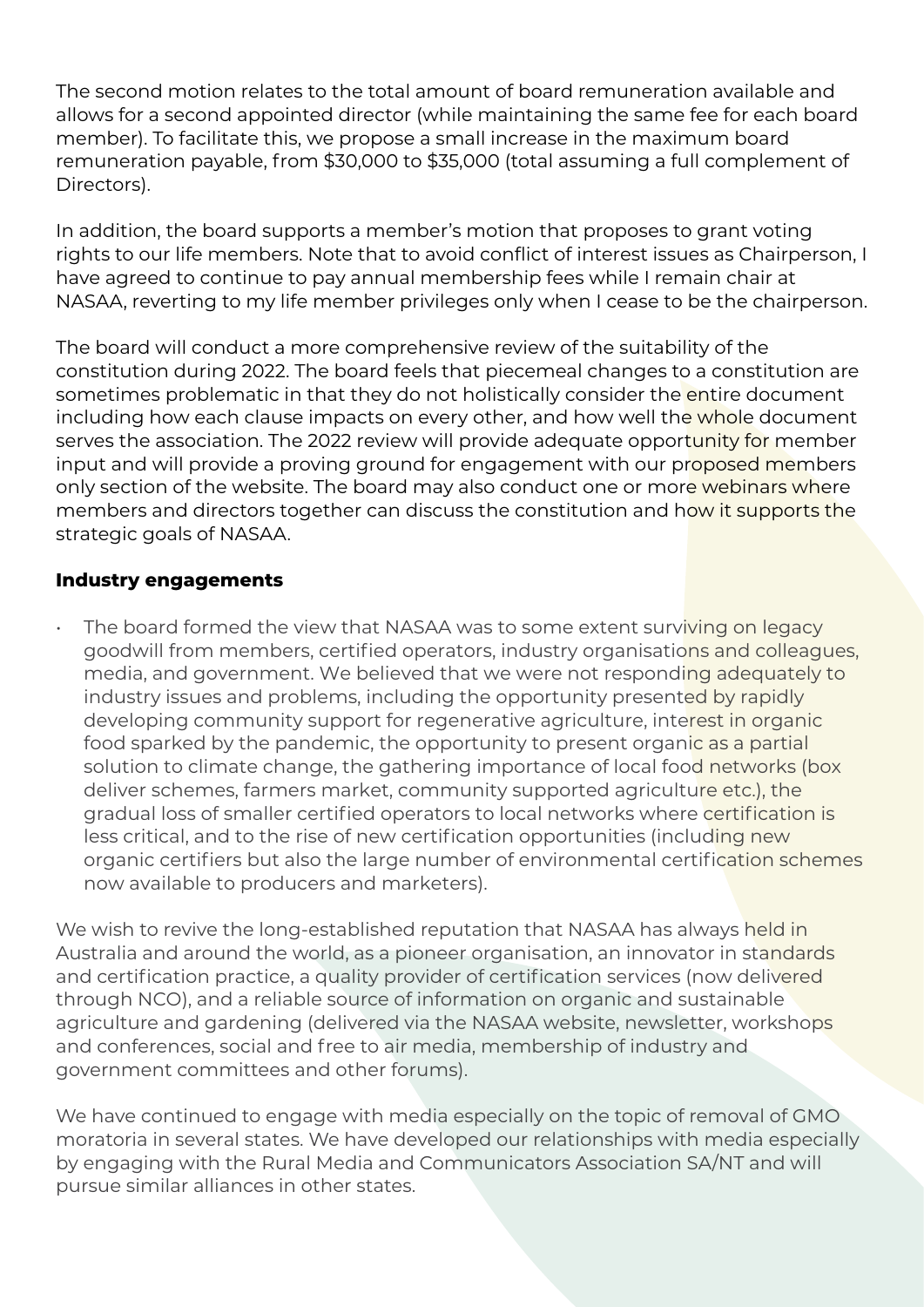The second motion relates to the total amount of board remuneration available and allows for a second appointed director (while maintaining the same fee for each board member). To facilitate this, we propose a small increase in the maximum board remuneration payable, from $30,000 to $35,000 (total assuming a full complement of Directors).

In addition, the board supports a member's motion that proposes to grant voting rights to our life members. Note that to avoid conflict of interest issues as Chairperson, I have agreed to continue to pay annual membership fees while I remain chair at NASAA, reverting to my life member privileges only when I cease to be the chairperson.

The board will conduct a more comprehensive review of the suitability of the constitution during 2022. The board feels that piecemeal changes to a constitution are sometimes problematic in that they do not holistically consider the entire document including how each clause impacts on every other, and how well the whole document serves the association. The 2022 review will provide adequate opportunity for member input and will provide a proving ground for engagement with our proposed members only section of the website. The board may also conduct one or more webinars where members and directors together can discuss the constitution and how it supports the strategic goals of NASAA.

**Industry engagements**

- The board formed the view that NASAA was to some extent surviving on legacy goodwill from members, certified operators, industry organisations and colleagues, media, and government. We believed that we were not responding adequately to industry issues and problems, including the opportunity presented by rapidly developing community support for regenerative agriculture, interest in organic food sparked by the pandemic, the opportunity to present organic as a partial solution to climate change, the gathering importance of local food networks (box deliver schemes, farmers market, community supported agriculture etc.), the gradual loss of smaller certified operators to local networks where certification is less critical, and to the rise of new certification opportunities (including new organic certifiers but also the large number of environmental certification schemes now available to producers and marketers).

We wish to revive the long-established reputation that NASAA has always held in Australia and around the world, as a pioneer organisation, an innovator in standards and certification practice, a quality provider of certification services (now delivered through NCO), and a reliable source of information on organic and sustainable agriculture and gardening (delivered via the NASAA website, newsletter, workshops and conferences, social and free to air media, membership of industry and government committees and other forums).

We have continued to engage with media especially on the topic of removal of GMO moratoria in several states. We have developed our relationships with media especially by engaging with the Rural Media and Communicators Association SA/NT and will pursue similar alliances in other states.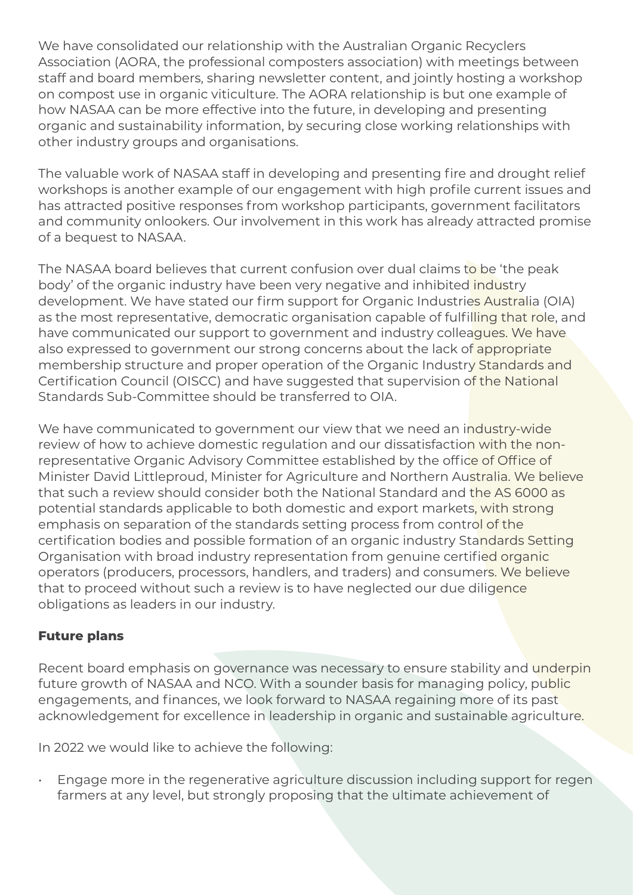We have consolidated our relationship with the Australian Organic Recyclers Association (AORA, the professional composters association) with meetings between staff and board members, sharing newsletter content, and jointly hosting a workshop on compost use in organic viticulture. The AORA relationship is but one example of how NASAA can be more effective into the future, in developing and presenting organic and sustainability information, by securing close working relationships with other industry groups and organisations.

The valuable work of NASAA staff in developing and presenting fire and drought relief workshops is another example of our engagement with high profile current issues and has attracted positive responses from workshop participants, government facilitators and community onlookers. Our involvement in this work has already attracted promise of a bequest to NASAA.

The NASAA board believes that current confusion over dual claims to be 'the peak body' of the organic industry have been very negative and inhibited industry development. We have stated our firm support for Organic Industries Australia (OIA) as the most representative, democratic organisation capable of fulfilling that role, and have communicated our support to government and industry colleagues. We have also expressed to government our strong concerns about the lack of appropriate membership structure and proper operation of the Organic Industry Standards and Certification Council (OISCC) and have suggested that supervision of the National Standards Sub-Committee should be transferred to OIA.

We have communicated to government our view that we need an industry-wide review of how to achieve domestic regulation and our dissatisfaction with the non-representative Organic Advisory Committee established by the office of Office of Minister David Littleproud, Minister for Agriculture and Northern Australia. We believe that such a review should consider both the National Standard and the AS 6000 as potential standards applicable to both domestic and export markets, with strong emphasis on separation of the standards setting process from control of the certification bodies and possible formation of an organic industry Standards Setting Organisation with broad industry representation from genuine certified organic operators (producers, processors, handlers, and traders) and consumers. We believe that to proceed without such a review is to have neglected our due diligence obligations as leaders in our industry.

**Future plans**

Recent board emphasis on governance was necessary to ensure stability and underpin future growth of NASAA and NCO. With a sounder basis for managing policy, public engagements, and finances, we look forward to NASAA regaining more of its past acknowledgement for excellence in leadership in organic and sustainable agriculture.

In 2022 we would like to achieve the following:

- Engage more in the regenerative agriculture discussion including support for regen farmers at any level, but strongly proposing that the ultimate achievement of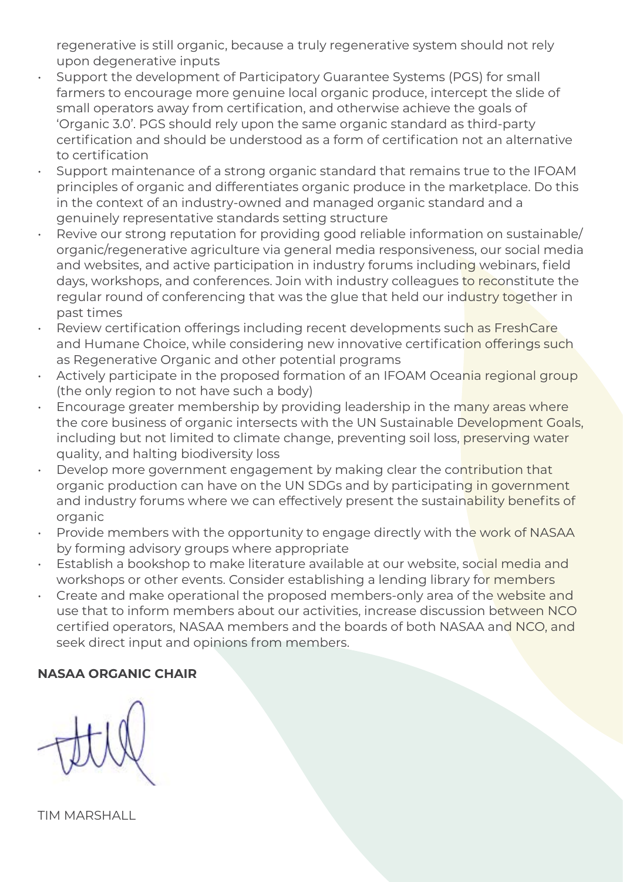regenerative is still organic, because a truly regenerative system should not rely upon degenerative inputs

- Support the development of Participatory Guarantee Systems (PGS) for small farmers to encourage more genuine local organic produce, intercept the slide of small operators away from certification, and otherwise achieve the goals of 'Organic 3.0'. PGS should rely upon the same organic standard as third-party certification and should be understood as a form of certification not an alternative to certification
- Support maintenance of a strong organic standard that remains true to the IFOAM principles of organic and differentiates organic produce in the marketplace. Do this in the context of an industry-owned and managed organic standard and a genuinely representative standards setting structure
- Revive our strong reputation for providing good reliable information on sustainable/organic/regenerative agriculture via general media responsiveness, our social media and websites, and active participation in industry forums including webinars, field days, workshops, and conferences. Join with industry colleagues to reconstitute the regular round of conferencing that was the glue that held our industry together in past times
- Review certification offerings including recent developments such as FreshCare and Humane Choice, while considering new innovative certification offerings such as Regenerative Organic and other potential programs
- Actively participate in the proposed formation of an IFOAM Oceania regional group (the only region to not have such a body)
- Encourage greater membership by providing leadership in the many areas where the core business of organic intersects with the UN Sustainable Development Goals, including but not limited to climate change, preventing soil loss, preserving water quality, and halting biodiversity loss
- Develop more government engagement by making clear the contribution that organic production can have on the UN SDGs and by participating in government and industry forums where we can effectively present the sustainability benefits of organic
- Provide members with the opportunity to engage directly with the work of NASAA by forming advisory groups where appropriate
- Establish a bookshop to make literature available at our website, social media and workshops or other events. Consider establishing a lending library for members
- Create and make operational the proposed members-only area of the website and use that to inform members about our activities, increase discussion between NCO certified operators, NASAA members and the boards of both NASAA and NCO, and seek direct input and opinions from members.

**NASAA ORGANIC CHAIR**

TIM MARSHALL